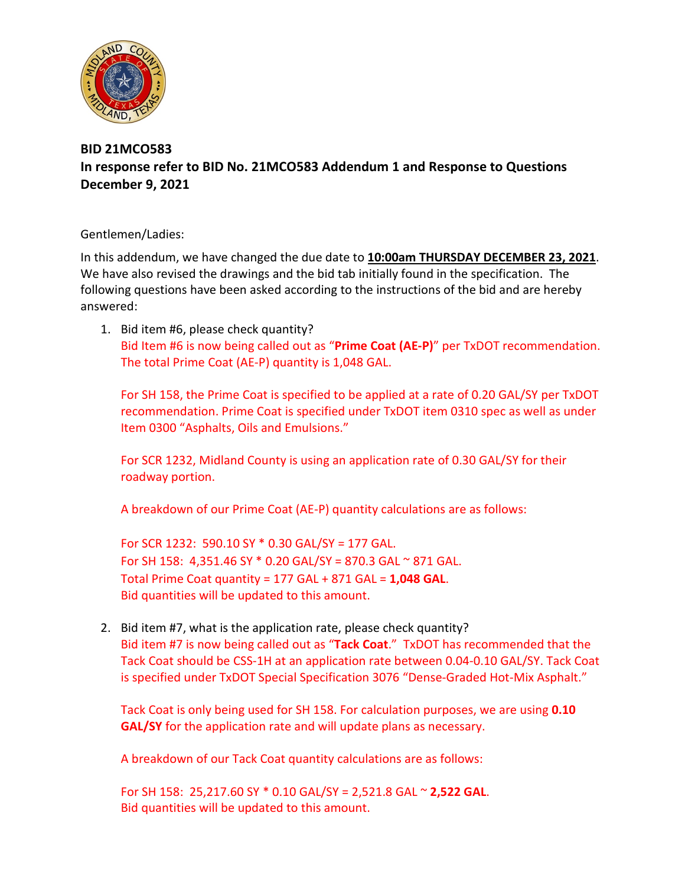**BID 21MCO583**
**In response refer to BID No. 21MCO583 Addendum 1 and Response to Questions**
**December 9, 2021**

Gentlemen/Ladies:

In this addendum, we have changed the due date to **10:00am THURSDAY DECEMBER 23, 2021**. We have also revised the drawings and the bid tab initially found in the specification. The following questions have been asked according to the instructions of the bid and are hereby answered:

1. Bid item #6, please check quantity?

   Bid Item #6 is now being called out as "**Prime Coat (AE-P)**" per TxDOT recommendation. The total Prime Coat (AE-P) quantity is 1,048 GAL.

   For SH 158, the Prime Coat is specified to be applied at a rate of 0.20 GAL/SY per TxDOT recommendation. Prime Coat is specified under TxDOT item 0310 spec as well as under Item 0300 "Asphalts, Oils and Emulsions."

   For SCR 1232, Midland County is using an application rate of 0.30 GAL/SY for their roadway portion.

   A breakdown of our Prime Coat (AE-P) quantity calculations are as follows:

   For SCR 1232: 590.10 SY * 0.30 GAL/SY = 177 GAL.
   For SH 158: 4,351.46 SY * 0.20 GAL/SY = 870.3 GAL ~ 871 GAL.
   Total Prime Coat quantity = 177 GAL + 871 GAL = **1,048 GAL**.
   Bid quantities will be updated to this amount.

2. Bid item #7, what is the application rate, please check quantity?

   Bid item #7 is now being called out as "**Tack Coat**." TxDOT has recommended that the Tack Coat should be CSS-1H at an application rate between 0.04-0.10 GAL/SY. Tack Coat is specified under TxDOT Special Specification 3076 "Dense-Graded Hot-Mix Asphalt."

   Tack Coat is only being used for SH 158. For calculation purposes, we are using **0.10 GAL/SY** for the application rate and will update plans as necessary.

   A breakdown of our Tack Coat quantity calculations are as follows:

   For SH 158: 25,217.60 SY * 0.10 GAL/SY = 2,521.8 GAL ~ **2,522 GAL**.
   Bid quantities will be updated to this amount.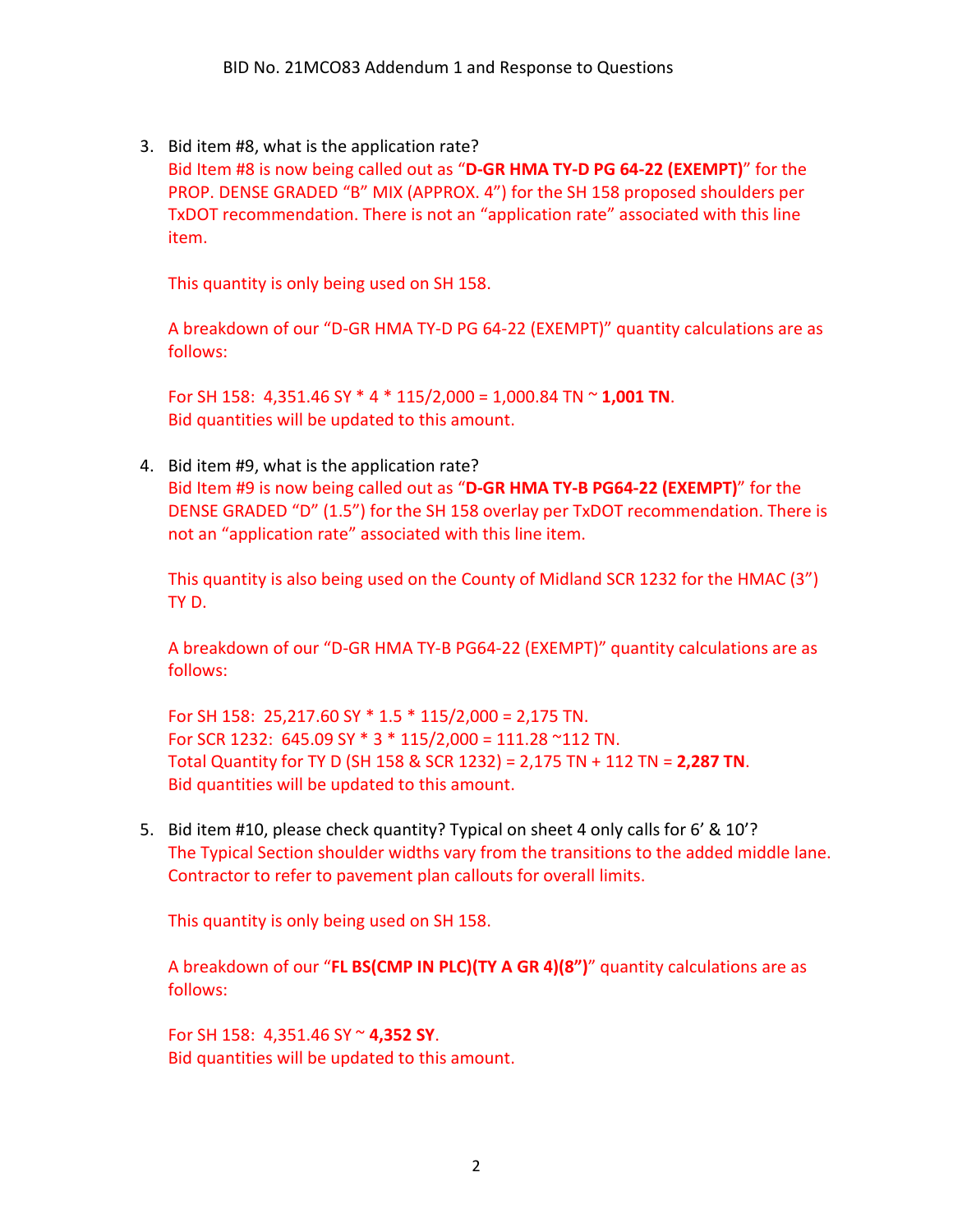3. Bid item #8, what is the application rate?
   Bid Item #8 is now being called out as "**D-GR HMA TY-D PG 64-22 (EXEMPT)**" for the PROP. DENSE GRADED "B" MIX (APPROX. 4") for the SH 158 proposed shoulders per TxDOT recommendation. There is not an "application rate" associated with this line item.

   This quantity is only being used on SH 158.

   A breakdown of our "D-GR HMA TY-D PG 64-22 (EXEMPT)" quantity calculations are as follows:

   For SH 158: 4,351.46 SY * 4 * 115/2,000 = 1,000.84 TN ~ **1,001 TN**.
   Bid quantities will be updated to this amount.

4. Bid item #9, what is the application rate?
   Bid Item #9 is now being called out as "**D-GR HMA TY-B PG64-22 (EXEMPT)**" for the DENSE GRADED "D" (1.5") for the SH 158 overlay per TxDOT recommendation. There is not an "application rate" associated with this line item.

   This quantity is also being used on the County of Midland SCR 1232 for the HMAC (3") TY D.

   A breakdown of our "D-GR HMA TY-B PG64-22 (EXEMPT)" quantity calculations are as follows:

   For SH 158: 25,217.60 SY * 1.5 * 115/2,000 = 2,175 TN.
   For SCR 1232: 645.09 SY * 3 * 115/2,000 = 111.28 ~112 TN.
   Total Quantity for TY D (SH 158 & SCR 1232) = 2,175 TN + 112 TN = **2,287 TN**.
   Bid quantities will be updated to this amount.

5. Bid item #10, please check quantity? Typical on sheet 4 only calls for 6' & 10'?
   The Typical Section shoulder widths vary from the transitions to the added middle lane. Contractor to refer to pavement plan callouts for overall limits.

   This quantity is only being used on SH 158.

   A breakdown of our "**FL BS(CMP IN PLC)(TY A GR 4)(8")**" quantity calculations are as follows:

   For SH 158: 4,351.46 SY ~ **4,352 SY**.
   Bid quantities will be updated to this amount.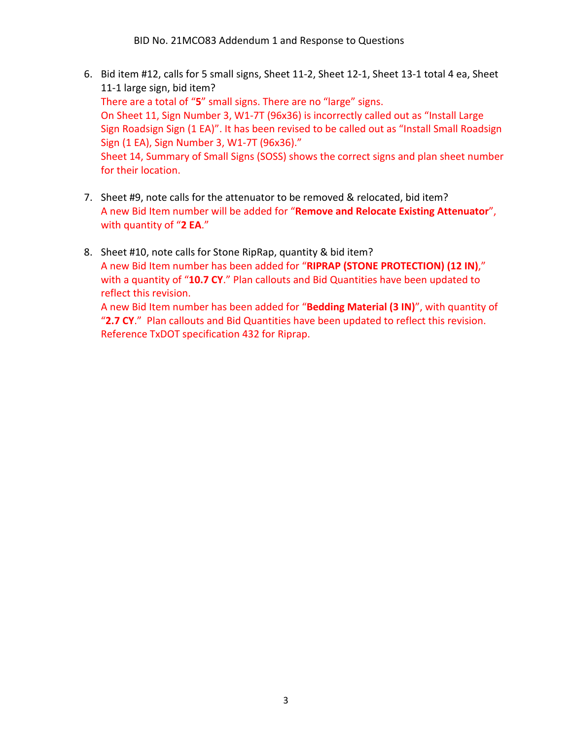6. Bid item #12, calls for 5 small signs, Sheet 11-2, Sheet 12-1, Sheet 13-1 total 4 ea, Sheet 11-1 large sign, bid item?
   There are a total of "**5**" small signs. There are no "large" signs.
   On Sheet 11, Sign Number 3, W1-7T (96x36) is incorrectly called out as "Install Large Sign Roadsign Sign (1 EA)". It has been revised to be called out as "Install Small Roadsign Sign (1 EA), Sign Number 3, W1-7T (96x36)."
   Sheet 14, Summary of Small Signs (SOSS) shows the correct signs and plan sheet number for their location.

7. Sheet #9, note calls for the attenuator to be removed & relocated, bid item?
   A new Bid Item number will be added for "**Remove and Relocate Existing Attenuator**", with quantity of "**2 EA**."

8. Sheet #10, note calls for Stone RipRap, quantity & bid item?
   A new Bid Item number has been added for "**RIPRAP (STONE PROTECTION) (12 IN)**," with a quantity of "**10.7 CY**." Plan callouts and Bid Quantities have been updated to reflect this revision.
   A new Bid Item number has been added for "**Bedding Material (3 IN)**", with quantity of "**2.7 CY**." Plan callouts and Bid Quantities have been updated to reflect this revision. Reference TxDOT specification 432 for Riprap.